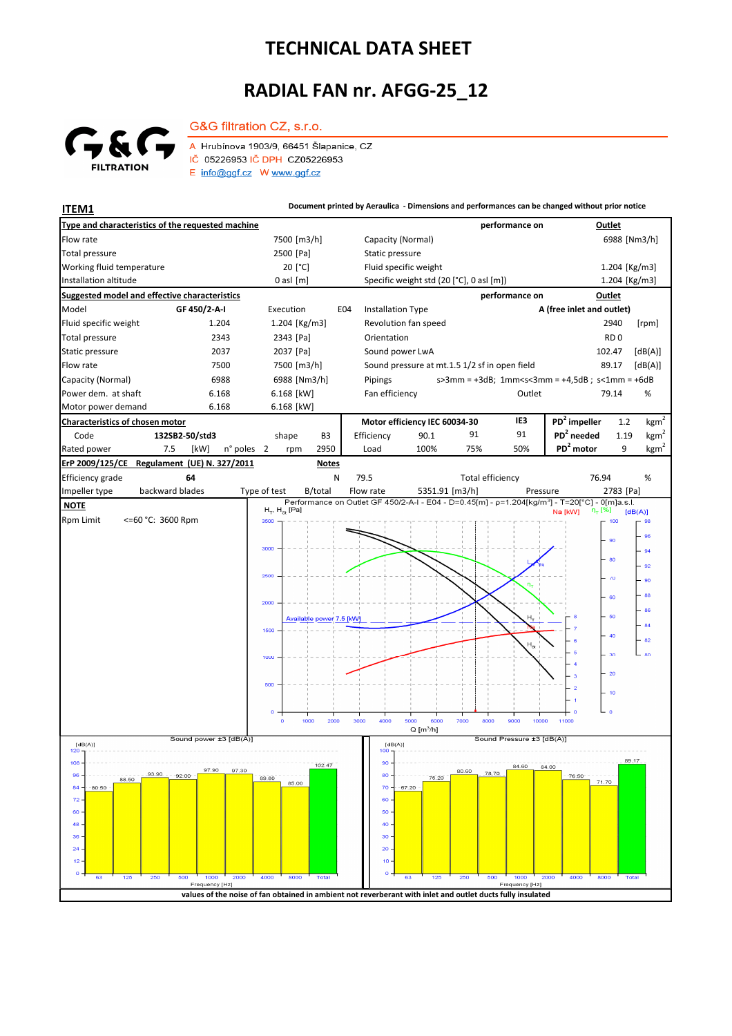# TECHNICAL DATA SHEET

# RADIAL FAN nr. AFGG-25_12

G&G FILTRATION

G&G filtration CZ, s.r.o.

A Hrubínova 1903/9, 66451 Šlapanice, CZ
IČ 05226953 IČ DPH CZ05226953
E info@ggf.cz W www.ggf.cz

**ITEM1**

**Document printed by Aeraulica - Dimensions and performances can be changed without prior notice**

| **Type and characteristics of the requested machine** | | | performance on | **Outlet** |
|---|---|---|---|---|
| Flow rate | 7500 [m3/h] | Capacity (Normal) | | 6988 [Nm3/h] |
| Total pressure | 2500 [Pa] | Static pressure | | |
| Working fluid temperature | 20 [°C] | Fluid specific weight | | 1.204 [Kg/m3] |
| Installation altitude | 0 asl [m] | Specific weight std (20 [°C], 0 asl [m]) | | 1.204 [Kg/m3] |

| **Suggested model and effective characteristics** | | | | performance on | **Outlet** |
|---|---|---|---|---|---|
| Model | **GF 450/2-A-I** | Execution E04 | Installation Type | **A (free inlet and outlet)** | |
| Fluid specific weight | 1.204 | 1.204 [Kg/m3] | Revolution fan speed | 2940 | [rpm] |
| Total pressure | 2343 | 2343 [Pa] | Orientation | RD 0 | |
| Static pressure | 2037 | 2037 [Pa] | Sound power LwA | 102.47 | [dB(A)] |
| Flow rate | 7500 | 7500 [m3/h] | Sound pressure at mt.1.5 1/2 sf in open field | 89.17 | [dB(A)] |
| Capacity (Normal) | 6988 | 6988 [Nm3/h] | Pipings | s>3mm = +3dB; 1mm<s<3mm = +4,5dB ; s<1mm = +6dB | |
| Power dem. at shaft | 6.168 | 6.168 [kW] | Fan efficiency | Outlet 79.14 | % |
| Motor power demand | 6.168 | 6.168 [kW] | | | |

| **Characteristics of chosen motor** | | | | | | **Motor efficiency IEC 60034-30** | | | IE3 | | |
|---|---|---|---|---|---|---|---|---|---|---|---|
| Code | **132SB2-50/std3** | shape | B3 | | | Efficiency | 90.1 | 91 | 91 | **$PD^2$ impeller** | 1.2 $kgm^2$ |
| Rated power | 7.5 [kW] | n° poles | 2 | rpm | 2950 | Load | 100% | 75% | 50% | **$PD^2$ needed** | 1.19 $kgm^2$ |
| | | | | | | | | | | **$PD^2$ motor** | 9 $kgm^2$ |

| **ErP 2009/125/CE Regulament (UE) N. 327/2011** | | **Notes** | | | | |
|---|---|---|---|---|---|---|
| Efficiency grade | **64** | N | 79.5 | Total efficiency | 76.94 | % |
| Impeller type | backward blades | Type of test | B/total | Flow rate 5351.91 [m3/h] | Pressure | 2783 [Pa] |

**NOTE**

Rpm Limit <=60 °C: 3600 Rpm

Performance on Outlet GF 450/2-A-I - E04 - D=0.45[m] - ρ=1.204[kg/m³] - T=20[°C] - 0[m]a.s.l.

Sound power ±3 [dB(A)]

| 63 | 125 | 250 | 500 | 1000 | 2000 | 4000 | 8000 | Total |
|---|---|---|---|---|---|---|---|---|
| 80.50 | 88.50 | 93.90 | 92.00 | 97.90 | 97.30 | 89.80 | 85.00 | 102.47 |

Sound Pressure ±3 [dB(A)]

| 63 | 125 | 250 | 500 | 1000 | 2000 | 4000 | 8000 | Total |
|---|---|---|---|---|---|---|---|---|
| 67.20 | 76.20 | 80.60 | 78.70 | 84.60 | 84.00 | 76.50 | 71.70 | 89.17 |

values of the noise of fan obtained in ambient not reverberant with inlet and outlet ducts fully insulated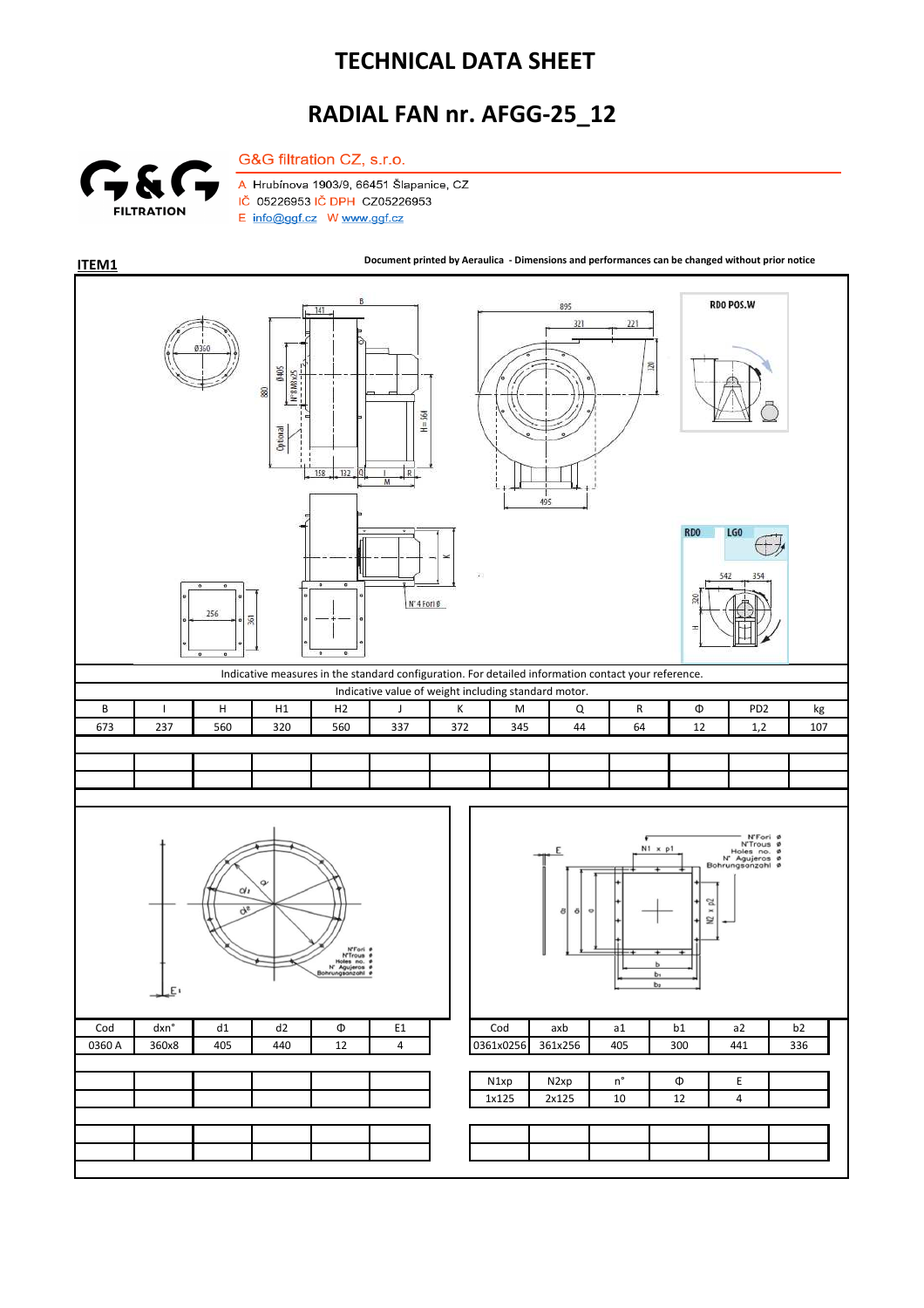# TECHNICAL DATA SHEET

# RADIAL FAN nr. AFGG-25_12

G&G filtration CZ, s.r.o.

A Hrubínova 1903/9, 66451 Šlapanice, CZ
IČ 05226953 IČ DPH CZ05226953
E info@ggf.cz W www.ggf.cz

**ITEM1**

**Document printed by Aeraulica - Dimensions and performances can be changed without prior notice**

Indicative measures in the standard configuration. For detailed information contact your reference.

Indicative value of weight including standard motor.

| B | I | H | H1 | H2 | J | K | M | Q | R | Φ | PD2 | kg |
|---|---|---|---|---|---|---|---|---|---|---|---|---|
| 673 | 237 | 560 | 320 | 560 | 337 | 372 | 345 | 44 | 64 | 12 | 1,2 | 107 |

| Cod | dxn° | d1 | d2 | Φ | E1 |
|---|---|---|---|---|---|
| 0360 A | 360x8 | 405 | 440 | 12 | 4 |

| Cod | axb | a1 | b1 | a2 | b2 |
|---|---|---|---|---|---|
| 0361x0256 | 361x256 | 405 | 300 | 441 | 336 |

| N1xp | N2xp | n° | Φ | E | |
|---|---|---|---|---|---|
| 1x125 | 2x125 | 10 | 12 | 4 | |